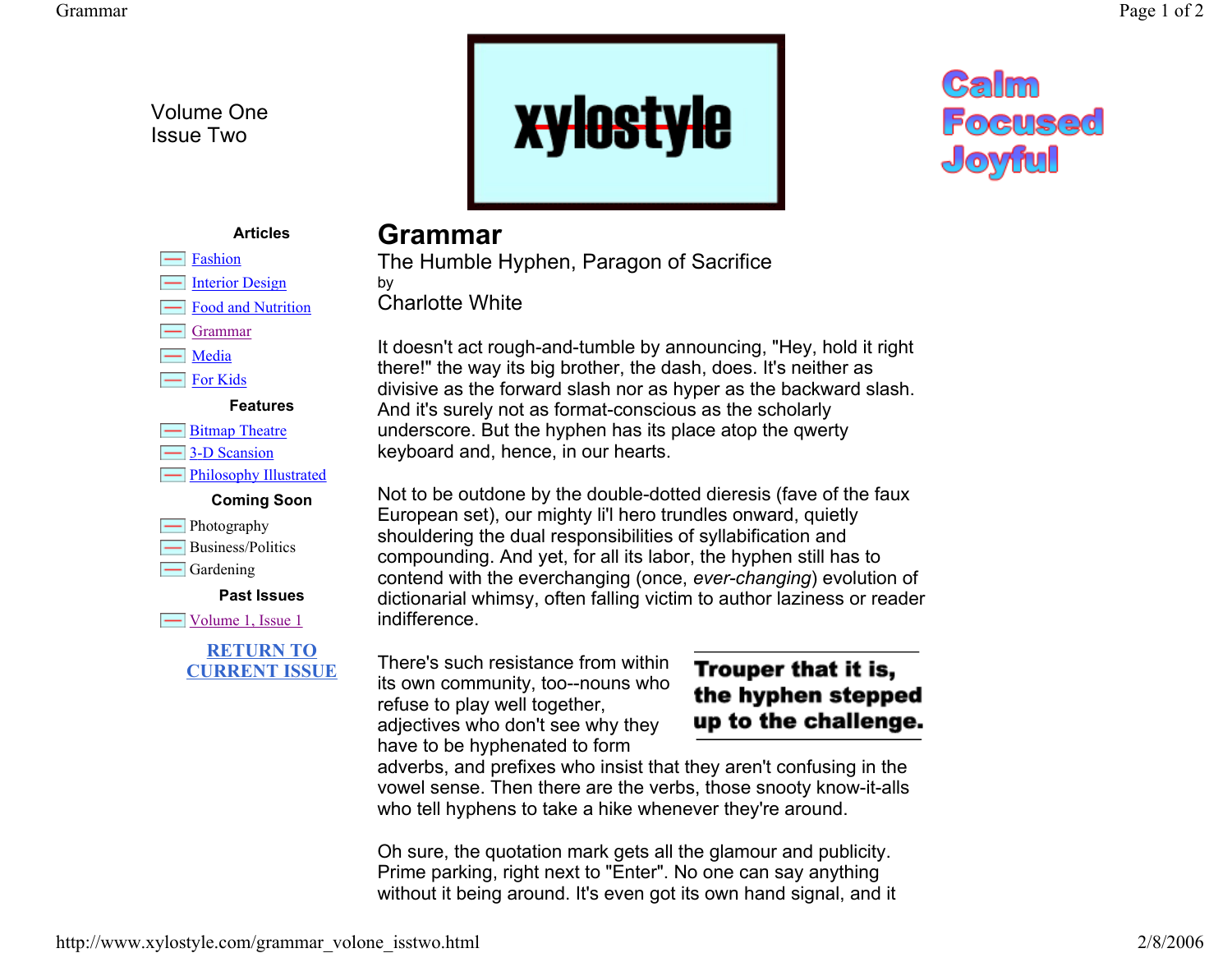Volume One
Issue Two

xylostyle

Calm
Focused
Joyful

**Articles**

- Fashion
- Interior Design
- Food and Nutrition
- Grammar
- Media
- For Kids

**Features**

- Bitmap Theatre
- 3-D Scansion
- Philosophy Illustrated

**Coming Soon**

- Photography
- Business/Politics
- Gardening

**Past Issues**

- Volume 1, Issue 1

**RETURN TO CURRENT ISSUE**

# Grammar

The Humble Hyphen, Paragon of Sacrifice

by

Charlotte White

It doesn't act rough-and-tumble by announcing, "Hey, hold it right there!" the way its big brother, the dash, does. It's neither as divisive as the forward slash nor as hyper as the backward slash. And it's surely not as format-conscious as the scholarly underscore. But the hyphen has its place atop the qwerty keyboard and, hence, in our hearts.

Not to be outdone by the double-dotted dieresis (fave of the faux European set), our mighty li'l hero trundles onward, quietly shouldering the dual responsibilities of syllabification and compounding. And yet, for all its labor, the hyphen still has to contend with the everchanging (once, *ever-changing*) evolution of dictionarial whimsy, often falling victim to author laziness or reader indifference.

**Trouper that it is, the hyphen stepped up to the challenge.**

There's such resistance from within its own community, too--nouns who refuse to play well together, adjectives who don't see why they have to be hyphenated to form adverbs, and prefixes who insist that they aren't confusing in the vowel sense. Then there are the verbs, those snooty know-it-alls who tell hyphens to take a hike whenever they're around.

Oh sure, the quotation mark gets all the glamour and publicity. Prime parking, right next to "Enter". No one can say anything without it being around. It's even got its own hand signal, and it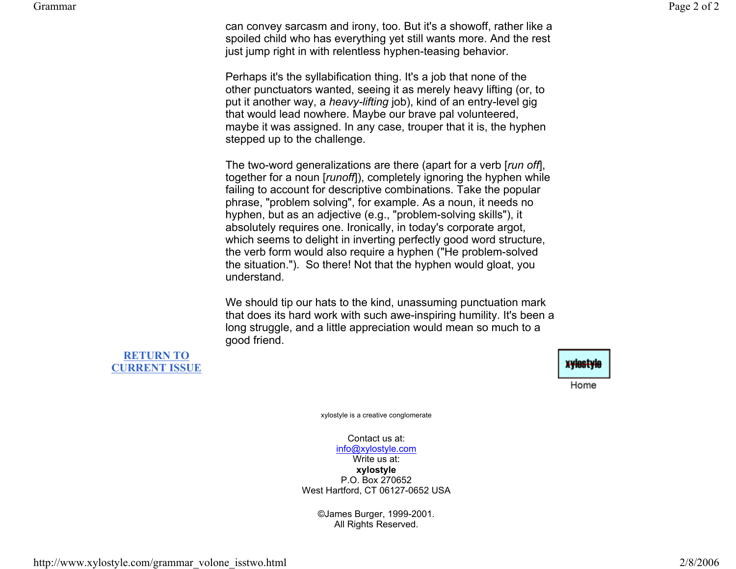can convey sarcasm and irony, too. But it's a showoff, rather like a spoiled child who has everything yet still wants more. And the rest just jump right in with relentless hyphen-teasing behavior.

Perhaps it's the syllabification thing. It's a job that none of the other punctuators wanted, seeing it as merely heavy lifting (or, to put it another way, a *heavy-lifting* job), kind of an entry-level gig that would lead nowhere. Maybe our brave pal volunteered, maybe it was assigned. In any case, trouper that it is, the hyphen stepped up to the challenge.

The two-word generalizations are there (apart for a verb [*run off*], together for a noun [*runoff*]), completely ignoring the hyphen while failing to account for descriptive combinations. Take the popular phrase, "problem solving", for example. As a noun, it needs no hyphen, but as an adjective (e.g., "problem-solving skills"), it absolutely requires one. Ironically, in today's corporate argot, which seems to delight in inverting perfectly good word structure, the verb form would also require a hyphen ("He problem-solved the situation."). So there! Not that the hyphen would gloat, you understand.

We should tip our hats to the kind, unassuming punctuation mark that does its hard work with such awe-inspiring humility. It's been a long struggle, and a little appreciation would mean so much to a good friend.

**RETURN TO CURRENT ISSUE**

xylostyle

Home

xylostyle is a creative conglomerate

Contact us at:
info@xylostyle.com
Write us at:
**xylostyle**
P.O. Box 270652
West Hartford, CT 06127-0652 USA

©James Burger, 1999-2001.
All Rights Reserved.